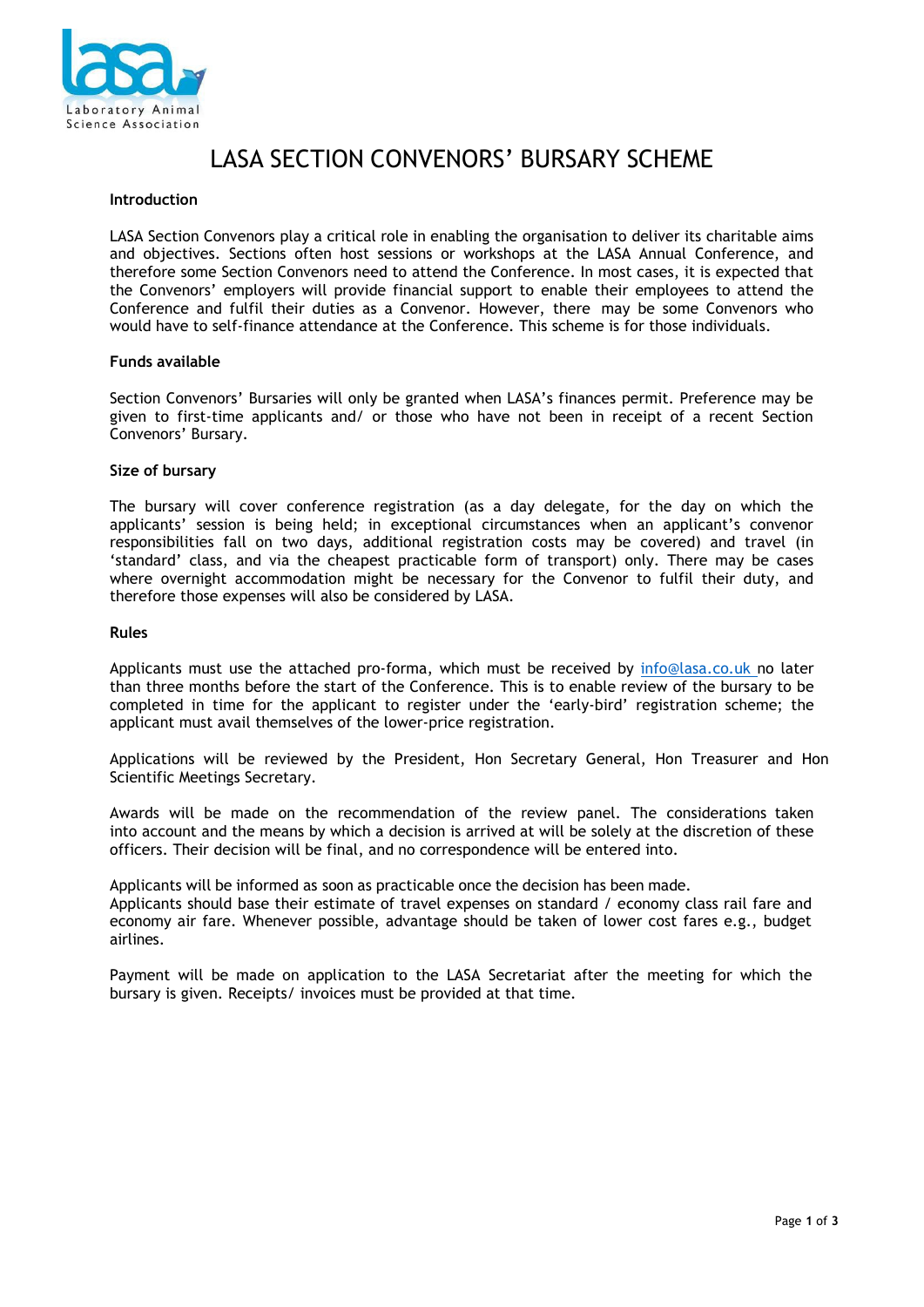# LASA SECTION CONVENORS' BURSARY SCHEME

**Introduction**

LASA Section Convenors play a critical role in enabling the organisation to deliver its charitable aims and objectives. Sections often host sessions or workshops at the LASA Annual Conference, and therefore some Section Convenors need to attend the Conference. In most cases, it is expected that the Convenors' employers will provide financial support to enable their employees to attend the Conference and fulfil their duties as a Convenor. However, there may be some Convenors who would have to self-finance attendance at the Conference. This scheme is for those individuals.

**Funds available**

Section Convenors' Bursaries will only be granted when LASA's finances permit. Preference may be given to first-time applicants and/ or those who have not been in receipt of a recent Section Convenors' Bursary.

**Size of bursary**

The bursary will cover conference registration (as a day delegate, for the day on which the applicants' session is being held; in exceptional circumstances when an applicant's convenor responsibilities fall on two days, additional registration costs may be covered) and travel (in 'standard' class, and via the cheapest practicable form of transport) only. There may be cases where overnight accommodation might be necessary for the Convenor to fulfil their duty, and therefore those expenses will also be considered by LASA.

**Rules**

Applicants must use the attached pro-forma, which must be received by info@lasa.co.uk no later than three months before the start of the Conference. This is to enable review of the bursary to be completed in time for the applicant to register under the 'early-bird' registration scheme; the applicant must avail themselves of the lower-price registration.

Applications will be reviewed by the President, Hon Secretary General, Hon Treasurer and Hon Scientific Meetings Secretary.

Awards will be made on the recommendation of the review panel. The considerations taken into account and the means by which a decision is arrived at will be solely at the discretion of these officers. Their decision will be final, and no correspondence will be entered into.

Applicants will be informed as soon as practicable once the decision has been made.
Applicants should base their estimate of travel expenses on standard / economy class rail fare and economy air fare. Whenever possible, advantage should be taken of lower cost fares e.g., budget airlines.

Payment will be made on application to the LASA Secretariat after the meeting for which the bursary is given. Receipts/ invoices must be provided at that time.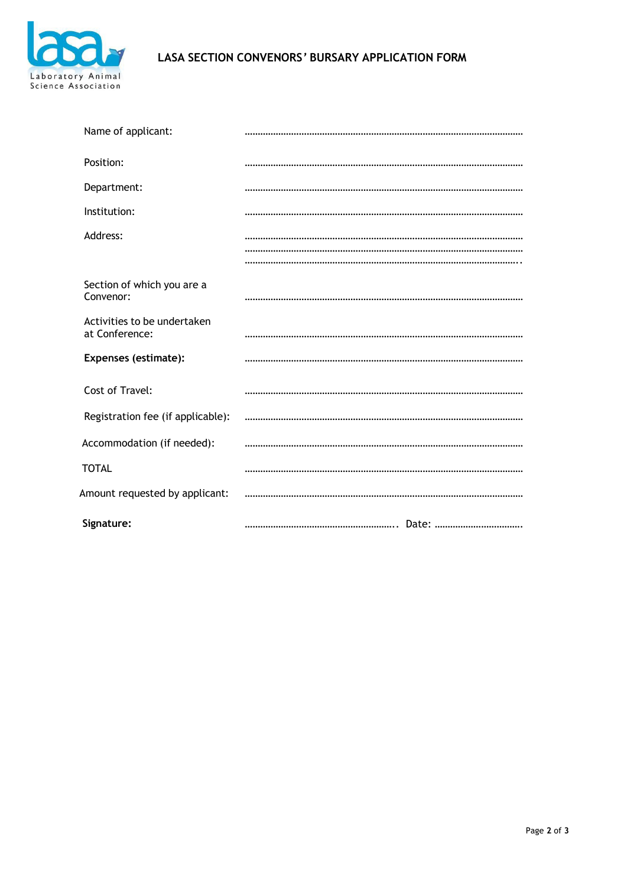# LASA SECTION CONVENORS' BURSARY APPLICATION FORM

Name of applicant: ..........................................................................................................

Position: ..........................................................................................................

Department: ..........................................................................................................

Institution: ..........................................................................................................

Address: ..........................................................................................................
..........................................................................................................
..........................................................................................................

Section of which you are a Convenor: ..........................................................................................................

Activities to be undertaken at Conference: ..........................................................................................................

**Expenses (estimate):** ..........................................................................................................

Cost of Travel: ..........................................................................................................

Registration fee (if applicable): ..........................................................................................................

Accommodation (if needed): ..........................................................................................................

TOTAL ..........................................................................................................

Amount requested by applicant: ..........................................................................................................

**Signature:** .......................................................... Date: .................................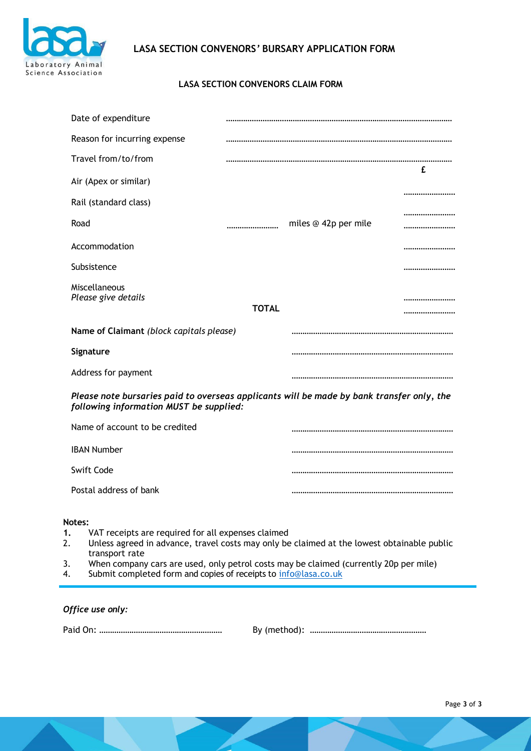# LASA SECTION CONVENORS' BURSARY APPLICATION FORM

## LASA SECTION CONVENORS CLAIM FORM

| | | | |
|---|---|---|---|
| Date of expenditure | ................................................................................................. | | |
| Reason for incurring expense | ................................................................................................. | | |
| Travel from/to/from | ................................................................................................. | | |
| | | | £ |
| Air (Apex or similar) | | | ........................ |
| Rail (standard class) | | | ........................ |
| Road | ........................ | miles @ 42p per mile | ........................ |
| Accommodation | | | ........................ |
| Subsistence | | | ........................ |
| Miscellaneous<br>*Please give details* | | | ........................ |
| | **TOTAL** | | ........................ |

**Name of Claimant** *(block capitals please)* ..........................................................................

**Signature** ..........................................................................

Address for payment ..........................................................................

***Please note bursaries paid to overseas applicants will be made by bank transfer only, the following information MUST be supplied:***

Name of account to be credited ..........................................................................

IBAN Number ..........................................................................

Swift Code ..........................................................................

Postal address of bank ..........................................................................

**Notes:**

1. VAT receipts are required for all expenses claimed
2. Unless agreed in advance, travel costs may only be claimed at the lowest obtainable public transport rate
3. When company cars are used, only petrol costs may be claimed (currently 20p per mile)
4. Submit completed form and copies of receipts to info@lasa.co.uk

---

*Office use only:*

Paid On: ........................................................ By (method): .....................................................